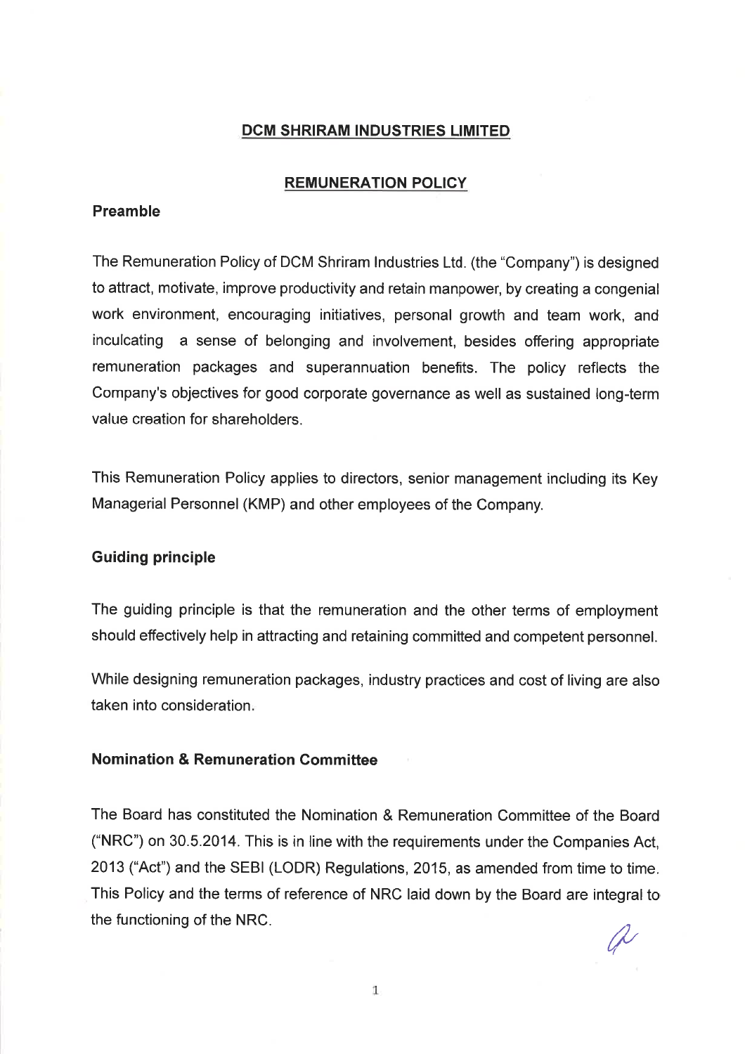# DCM SHRIRAM INDUSTRIES LIMITED

## REMUNERATION POLICY

### Preamble

The Remuneration Policy of DCM Shriram Industries Ltd. (the "Company") is designed to attract, motivate, improve productivity and retain manpower, by creating a congenial work environment, encouraging initiatives, personal growth and team work, and inculcating a sense of belonging and involvement, besides offering appropriate remuneration packages and superannuation benefits. The policy reflects the Company's objectives for good corporate governance as well as sustained long-term value creation for shareholders.

This Remuneration Policy applies to directors, senior management including its Key Managerial Personnel (KMP) and other employees of the Company.

### Guiding principle

The guiding principle is that the remuneration and the other terms of employment should effectively help in attracting and retaining committed and competent personnel.

While designing remuneration packages, industry practices and cost of living are also taken into consideration.

### Nomination & Remuneration Committee

The Board has constituted the Nomination & Remuneration Committee of the Board ("NRC") on 30.5.2014. This is in line with the requirements under the Companies Act, 2013 ("Act") and the SEBI (LODR) Regulations, 2015, as amended from time to time. This Policy and the terms of reference of NRC laid down by the Board are integral to the functioning of the NRC.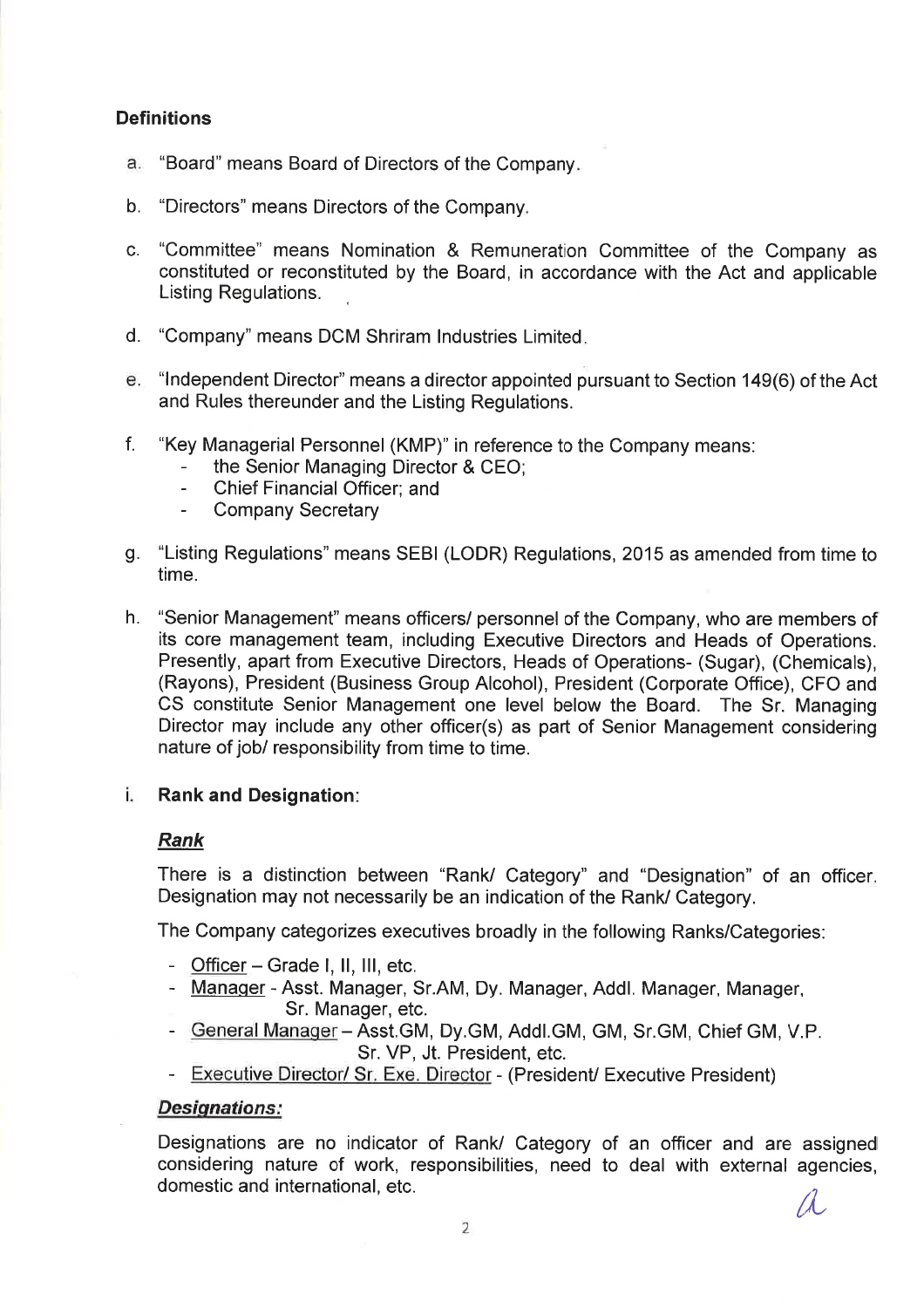### Definitions

a. "Board" means Board of Directors of the Company.

b. "Directors" means Directors of the Company.

c. "Committee" means Nomination & Remuneration Committee of the Company as constituted or reconstituted by the Board, in accordance with the Act and applicable Listing Regulations.

d. "Company" means DCM Shriram Industries Limited.

e. "Independent Director" means a director appointed pursuant to Section 149(6) of the Act and Rules thereunder and the Listing Regulations.

f. "Key Managerial Personnel (KMP)" in reference to the Company means:
   - the Senior Managing Director & CEO;
   - Chief Financial Officer; and
   - Company Secretary

g. "Listing Regulations" means SEBI (LODR) Regulations, 2015 as amended from time to time.

h. "Senior Management" means officers/ personnel of the Company, who are members of its core management team, including Executive Directors and Heads of Operations. Presently, apart from Executive Directors, Heads of Operations- (Sugar), (Chemicals), (Rayons), President (Business Group Alcohol), President (Corporate Office), CFO and CS constitute Senior Management one level below the Board. The Sr. Managing Director may include any other officer(s) as part of Senior Management considering nature of job/ responsibility from time to time.

i. **Rank and Designation**:

***Rank***

There is a distinction between "Rank/ Category" and "Designation" of an officer. Designation may not necessarily be an indication of the Rank/ Category.

The Company categorizes executives broadly in the following Ranks/Categories:

- Officer – Grade I, II, III, etc.
- Manager - Asst. Manager, Sr.AM, Dy. Manager, Addl. Manager, Manager, Sr. Manager, etc.
- General Manager – Asst.GM, Dy.GM, Addl.GM, GM, Sr.GM, Chief GM, V.P. Sr. VP, Jt. President, etc.
- Executive Director/ Sr. Exe. Director - (President/ Executive President)

***Designations:***

Designations are no indicator of Rank/ Category of an officer and are assigned considering nature of work, responsibilities, need to deal with external agencies, domestic and international, etc.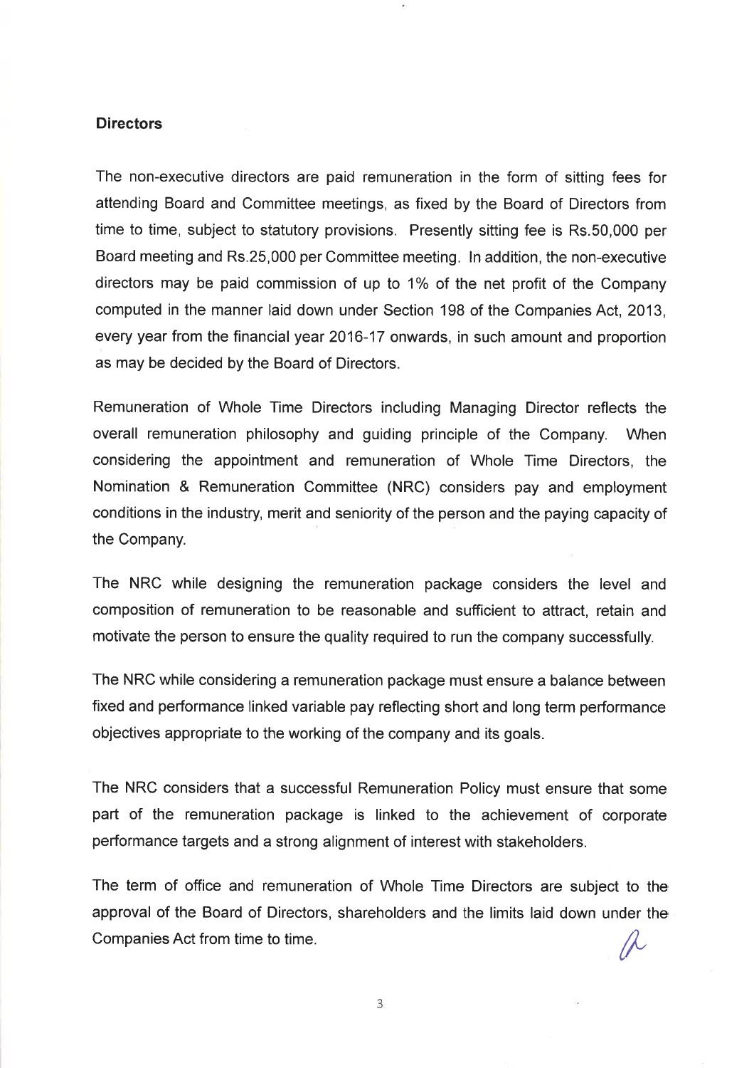**Directors**

The non-executive directors are paid remuneration in the form of sitting fees for attending Board and Committee meetings, as fixed by the Board of Directors from time to time, subject to statutory provisions. Presently sitting fee is Rs.50,000 per Board meeting and Rs.25,000 per Committee meeting. In addition, the non-executive directors may be paid commission of up to 1% of the net profit of the Company computed in the manner laid down under Section 198 of the Companies Act, 2013, every year from the financial year 2016-17 onwards, in such amount and proportion as may be decided by the Board of Directors.

Remuneration of Whole Time Directors including Managing Director reflects the overall remuneration philosophy and guiding principle of the Company. When considering the appointment and remuneration of Whole Time Directors, the Nomination & Remuneration Committee (NRC) considers pay and employment conditions in the industry, merit and seniority of the person and the paying capacity of the Company.

The NRC while designing the remuneration package considers the level and composition of remuneration to be reasonable and sufficient to attract, retain and motivate the person to ensure the quality required to run the company successfully.

The NRC while considering a remuneration package must ensure a balance between fixed and performance linked variable pay reflecting short and long term performance objectives appropriate to the working of the company and its goals.

The NRC considers that a successful Remuneration Policy must ensure that some part of the remuneration package is linked to the achievement of corporate performance targets and a strong alignment of interest with stakeholders.

The term of office and remuneration of Whole Time Directors are subject to the approval of the Board of Directors, shareholders and the limits laid down under the Companies Act from time to time.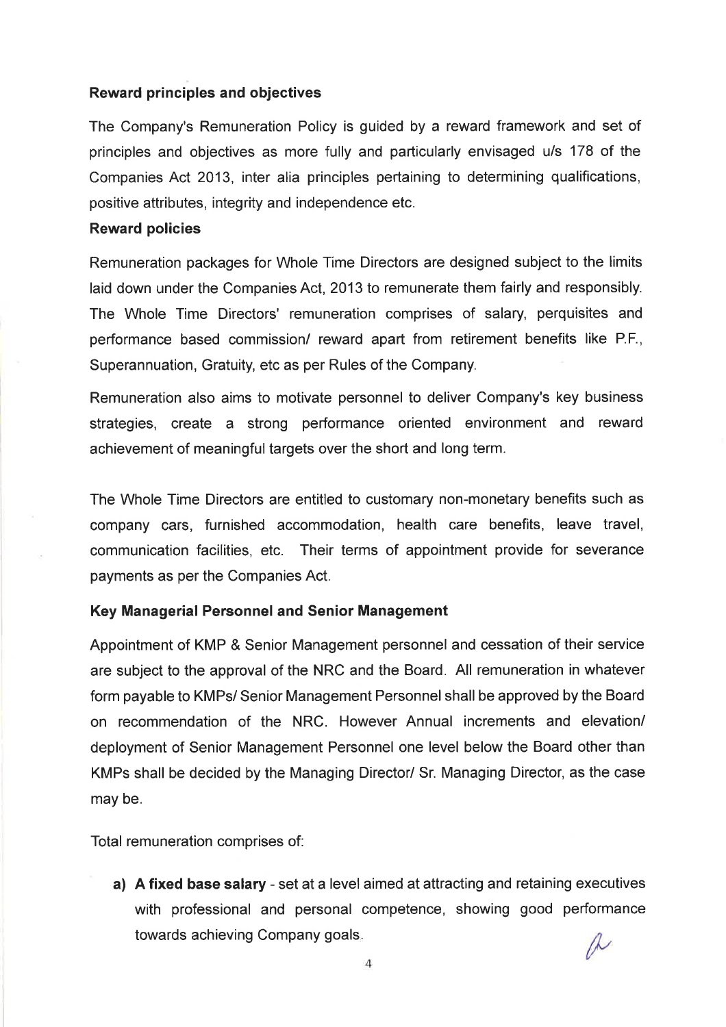**Reward principles and objectives**

The Company's Remuneration Policy is guided by a reward framework and set of principles and objectives as more fully and particularly envisaged u/s 178 of the Companies Act 2013, inter alia principles pertaining to determining qualifications, positive attributes, integrity and independence etc.

**Reward policies**

Remuneration packages for Whole Time Directors are designed subject to the limits laid down under the Companies Act, 2013 to remunerate them fairly and responsibly. The Whole Time Directors' remuneration comprises of salary, perquisites and performance based commission/ reward apart from retirement benefits like P.F., Superannuation, Gratuity, etc as per Rules of the Company.

Remuneration also aims to motivate personnel to deliver Company's key business strategies, create a strong performance oriented environment and reward achievement of meaningful targets over the short and long term.

The Whole Time Directors are entitled to customary non-monetary benefits such as company cars, furnished accommodation, health care benefits, leave travel, communication facilities, etc. Their terms of appointment provide for severance payments as per the Companies Act.

**Key Managerial Personnel and Senior Management**

Appointment of KMP & Senior Management personnel and cessation of their service are subject to the approval of the NRC and the Board. All remuneration in whatever form payable to KMPs/ Senior Management Personnel shall be approved by the Board on recommendation of the NRC. However Annual increments and elevation/ deployment of Senior Management Personnel one level below the Board other than KMPs shall be decided by the Managing Director/ Sr. Managing Director, as the case may be.

Total remuneration comprises of:

a) **A fixed base salary** - set at a level aimed at attracting and retaining executives with professional and personal competence, showing good performance towards achieving Company goals.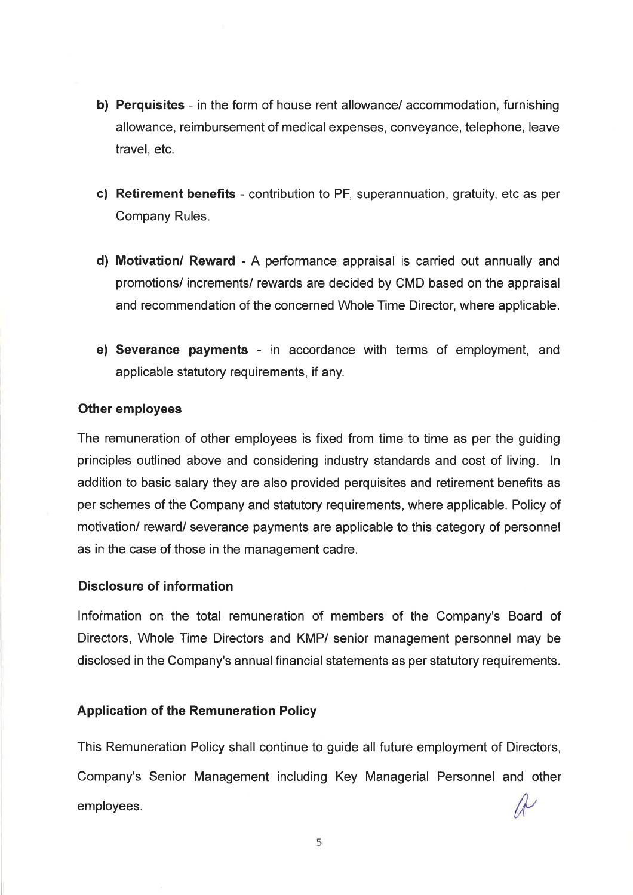b) **Perquisites** - in the form of house rent allowance/ accommodation, furnishing allowance, reimbursement of medical expenses, conveyance, telephone, leave travel, etc.

c) **Retirement benefits** - contribution to PF, superannuation, gratuity, etc as per Company Rules.

d) **Motivation/ Reward** - A performance appraisal is carried out annually and promotions/ increments/ rewards are decided by CMD based on the appraisal and recommendation of the concerned Whole Time Director, where applicable.

e) **Severance payments** - in accordance with terms of employment, and applicable statutory requirements, if any.

**Other employees**

The remuneration of other employees is fixed from time to time as per the guiding principles outlined above and considering industry standards and cost of living. In addition to basic salary they are also provided perquisites and retirement benefits as per schemes of the Company and statutory requirements, where applicable. Policy of motivation/ reward/ severance payments are applicable to this category of personnel as in the case of those in the management cadre.

**Disclosure of information**

Information on the total remuneration of members of the Company's Board of Directors, Whole Time Directors and KMP/ senior management personnel may be disclosed in the Company's annual financial statements as per statutory requirements.

**Application of the Remuneration Policy**

This Remuneration Policy shall continue to guide all future employment of Directors, Company's Senior Management including Key Managerial Personnel and other employees.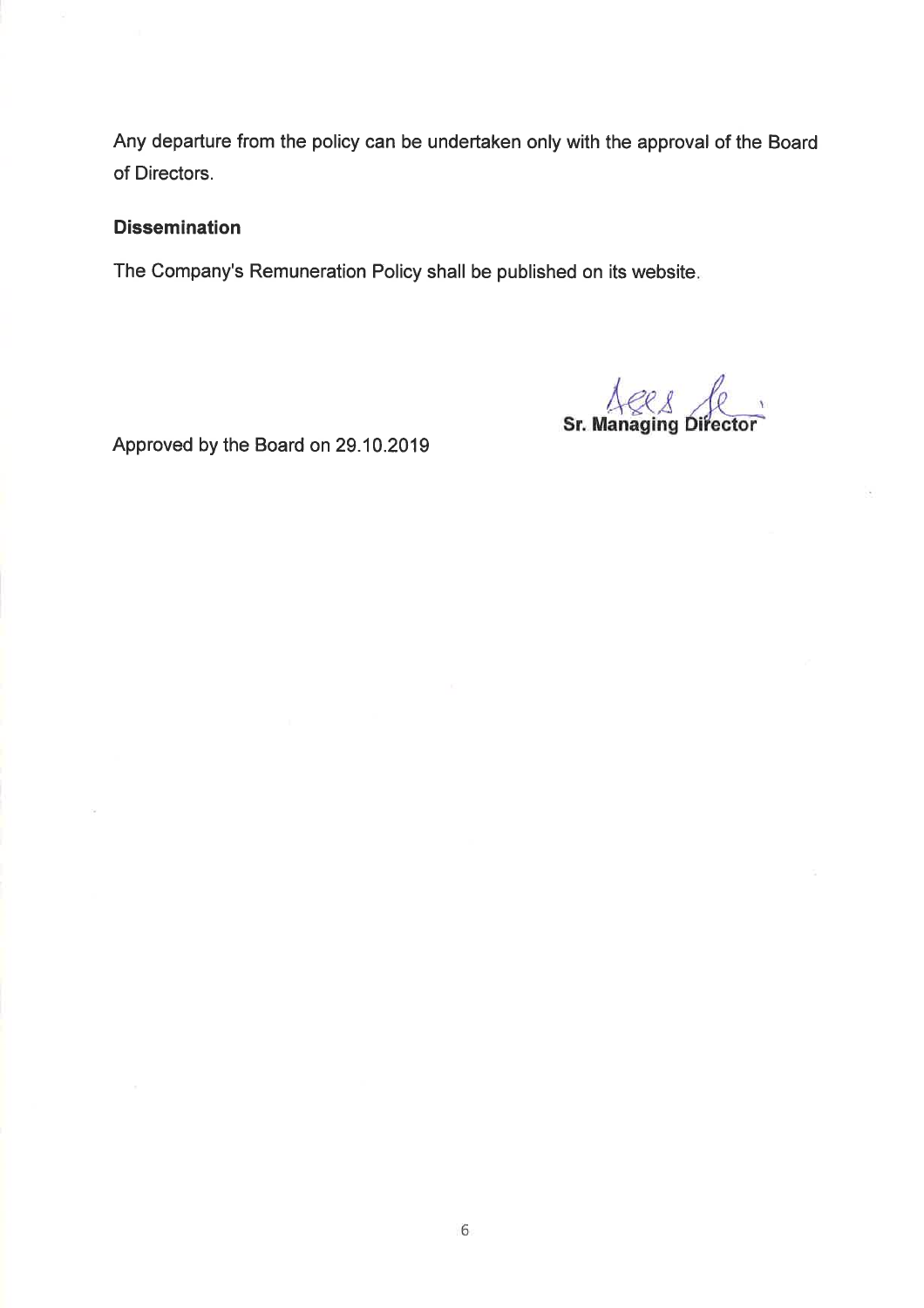Any departure from the policy can be undertaken only with the approval of the Board of Directors.

**Dissemination**

The Company's Remuneration Policy shall be published on its website.

**Sr. Managing Director**

Approved by the Board on 29.10.2019